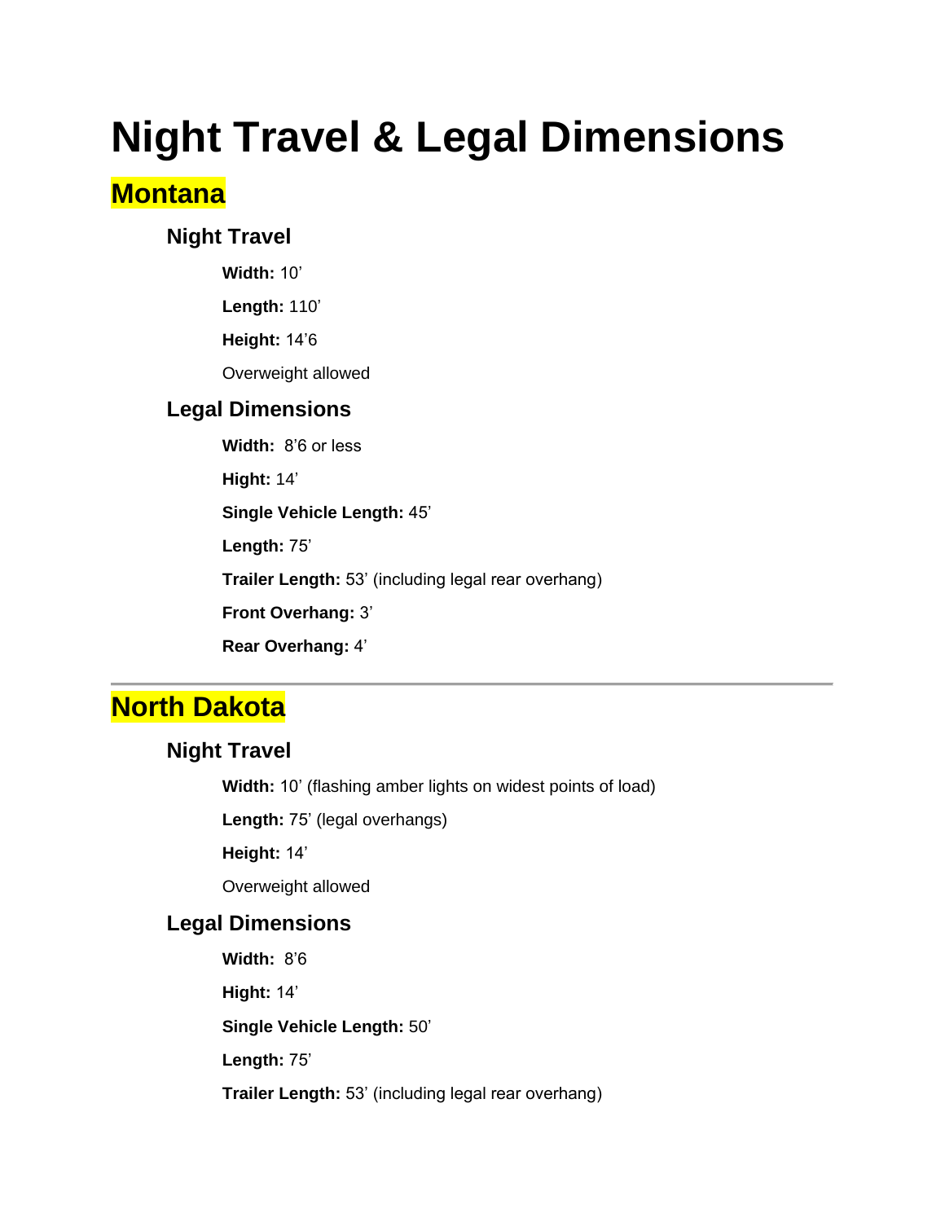# Night Travel & Legal Dimensions

## Montana

### Night Travel

**Width:** 10’

**Length:** 110’

**Height:** 14’6

Overweight allowed

### Legal Dimensions

**Width:** 8’6 or less

**Hight:** 14’

**Single Vehicle Length:** 45’

**Length:** 75’

**Trailer Length:** 53’ (including legal rear overhang)

**Front Overhang:** 3’

**Rear Overhang:** 4’

---

## North Dakota

### Night Travel

**Width:** 10’ (flashing amber lights on widest points of load)

**Length:** 75’ (legal overhangs)

**Height:** 14’

Overweight allowed

### Legal Dimensions

**Width:** 8’6

**Hight:** 14’

**Single Vehicle Length:** 50’

**Length:** 75’

**Trailer Length:** 53’ (including legal rear overhang)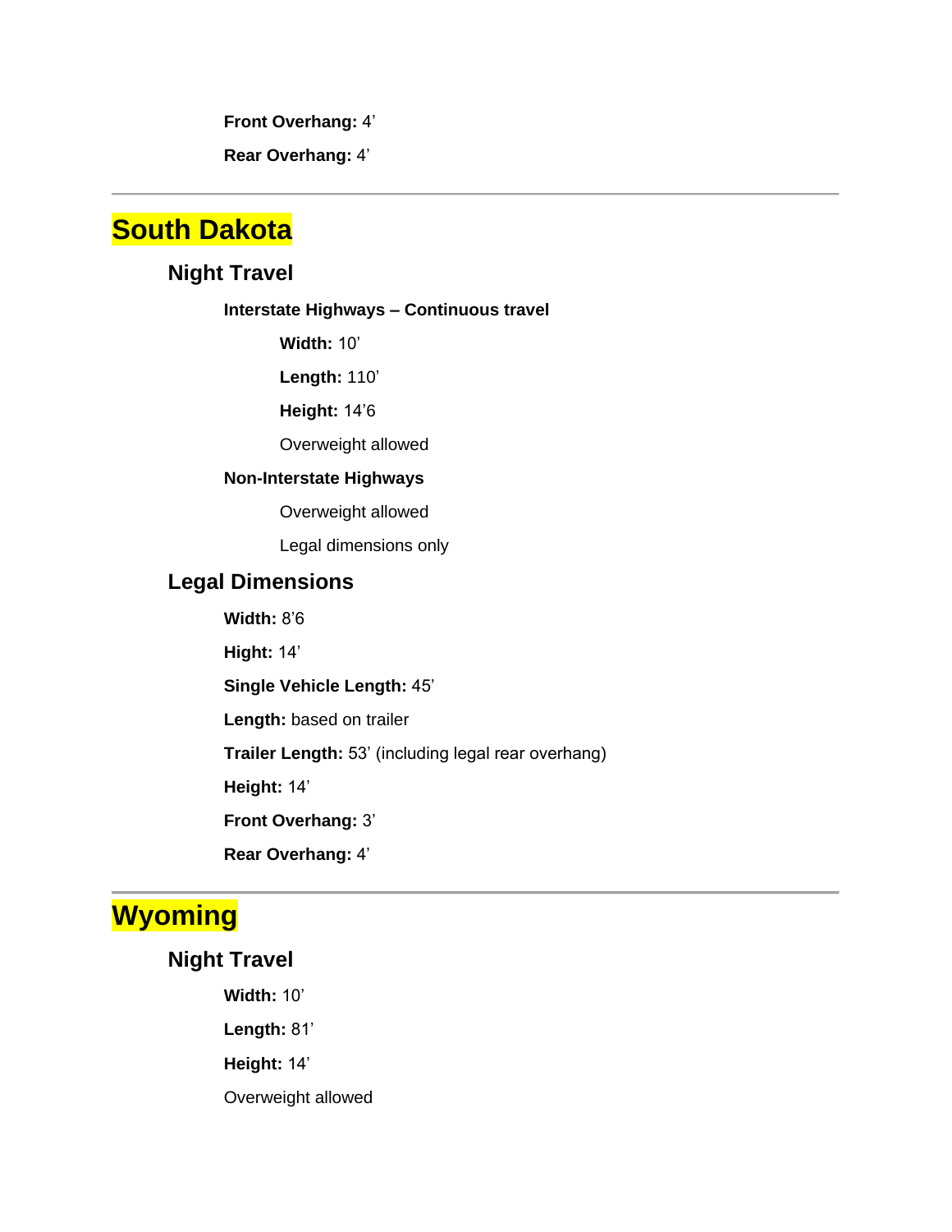**Front Overhang:** 4’

**Rear Overhang:** 4’

---

# South Dakota

## Night Travel

### Interstate Highways – Continuous travel

**Width:** 10’

**Length:** 110’

**Height:** 14’6

Overweight allowed

### Non-Interstate Highways

Overweight allowed

Legal dimensions only

## Legal Dimensions

**Width:** 8’6

**Hight:** 14’

**Single Vehicle Length:** 45’

**Length:** based on trailer

**Trailer Length:** 53’ (including legal rear overhang)

**Height:** 14’

**Front Overhang:** 3’

**Rear Overhang:** 4’

---

# Wyoming

## Night Travel

**Width:** 10’

**Length:** 81’

**Height:** 14’

Overweight allowed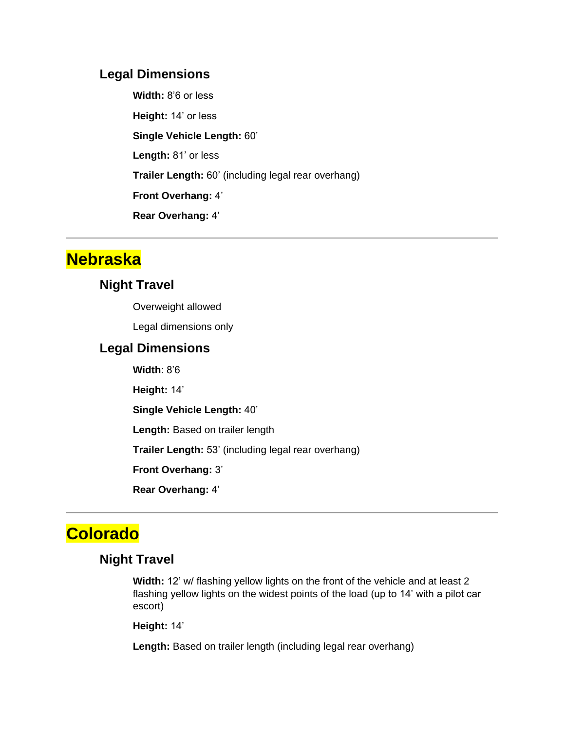### Legal Dimensions

**Width:** 8’6 or less

**Height:** 14’ or less

**Single Vehicle Length:** 60’

**Length:** 81’ or less

**Trailer Length:** 60’ (including legal rear overhang)

**Front Overhang:** 4’

**Rear Overhang:** 4’

---

## Nebraska

### Night Travel

Overweight allowed

Legal dimensions only

### Legal Dimensions

**Width**: 8’6

**Height:** 14’

**Single Vehicle Length:** 40’

**Length:** Based on trailer length

**Trailer Length:** 53’ (including legal rear overhang)

**Front Overhang:** 3’

**Rear Overhang:** 4’

---

## Colorado

### Night Travel

**Width:** 12’ w/ flashing yellow lights on the front of the vehicle and at least 2 flashing yellow lights on the widest points of the load (up to 14’ with a pilot car escort)

**Height:** 14’

**Length:** Based on trailer length (including legal rear overhang)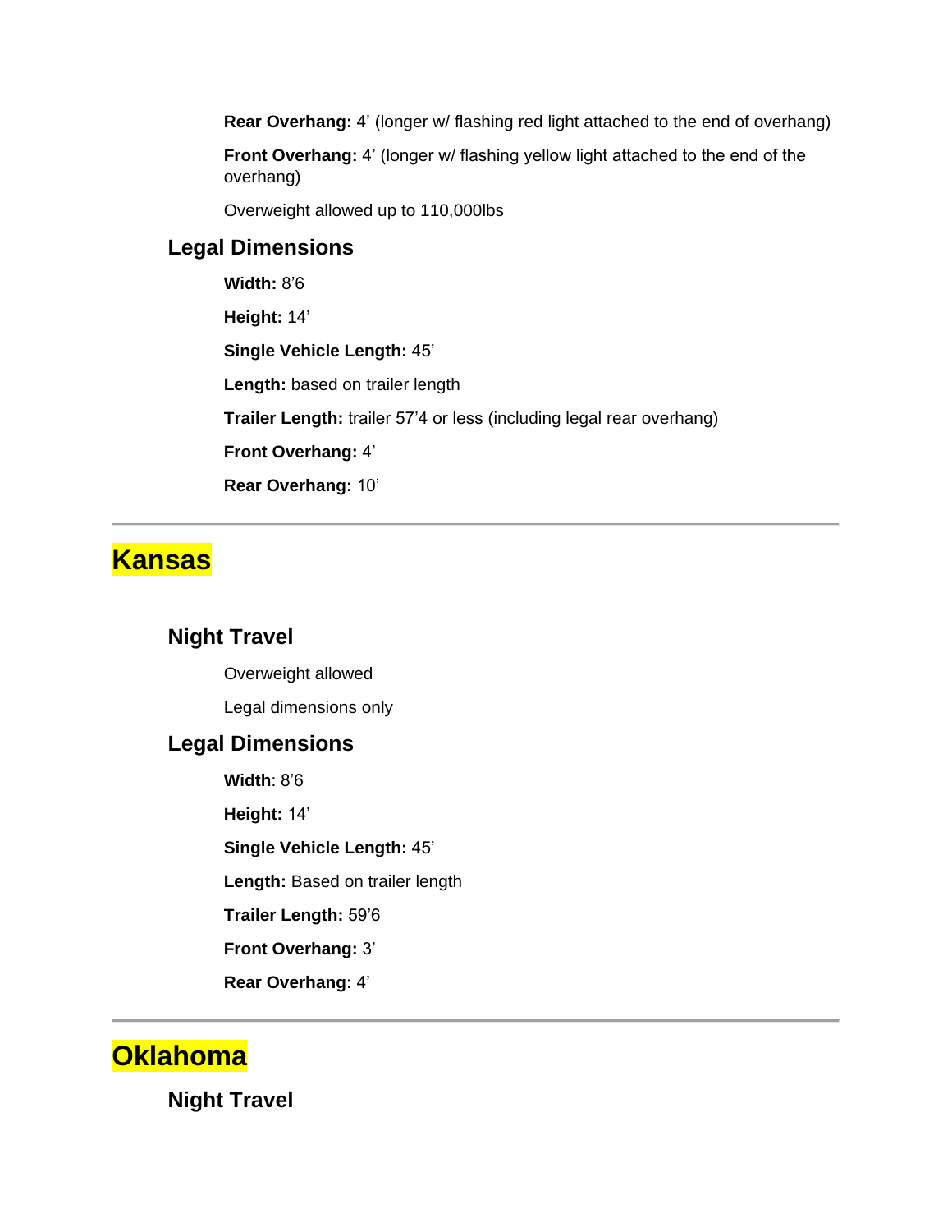**Rear Overhang:** 4' (longer w/ flashing red light attached to the end of overhang)

**Front Overhang:** 4' (longer w/ flashing yellow light attached to the end of the overhang)

Overweight allowed up to 110,000lbs

### Legal Dimensions

**Width:** 8'6

**Height:** 14'

**Single Vehicle Length:** 45'

**Length:** based on trailer length

**Trailer Length:** trailer 57'4 or less (including legal rear overhang)

**Front Overhang:** 4'

**Rear Overhang:** 10'

---

## Kansas

### Night Travel

Overweight allowed

Legal dimensions only

### Legal Dimensions

**Width**: 8'6

**Height:** 14'

**Single Vehicle Length:** 45'

**Length:** Based on trailer length

**Trailer Length:** 59'6

**Front Overhang:** 3'

**Rear Overhang:** 4'

---

## Oklahoma

### Night Travel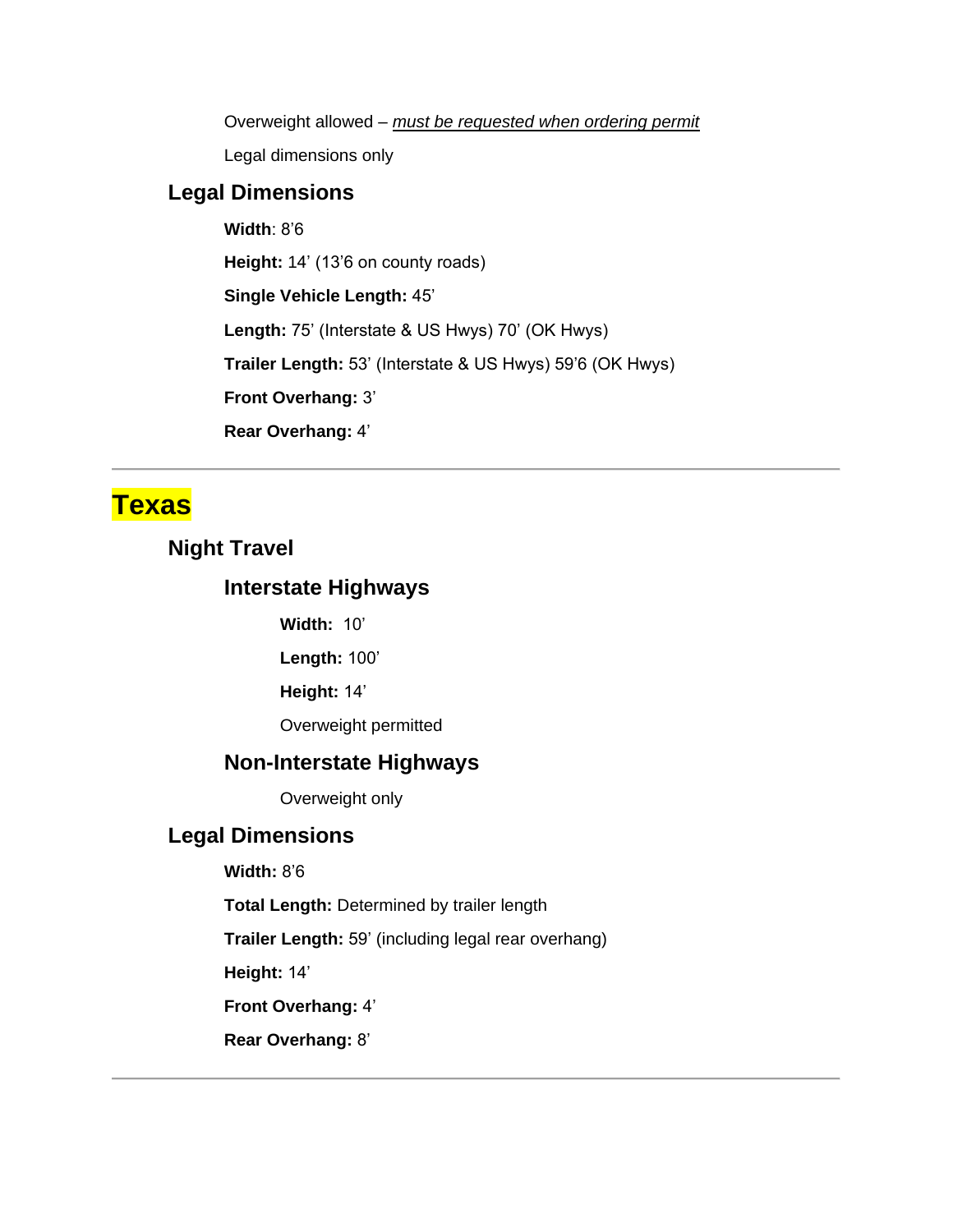Overweight allowed – *must be requested when ordering permit*

Legal dimensions only

### Legal Dimensions

**Width**: 8'6

**Height:** 14' (13'6 on county roads)

**Single Vehicle Length:** 45'

**Length:** 75' (Interstate & US Hwys) 70' (OK Hwys)

**Trailer Length:** 53' (Interstate & US Hwys) 59'6 (OK Hwys)

**Front Overhang:** 3'

**Rear Overhang:** 4'

---

## Texas

### Night Travel

#### Interstate Highways

**Width:** 10'

**Length:** 100'

**Height:** 14'

Overweight permitted

#### Non-Interstate Highways

Overweight only

### Legal Dimensions

**Width:** 8'6

**Total Length:** Determined by trailer length

**Trailer Length:** 59' (including legal rear overhang)

**Height:** 14'

**Front Overhang:** 4'

**Rear Overhang:** 8'

---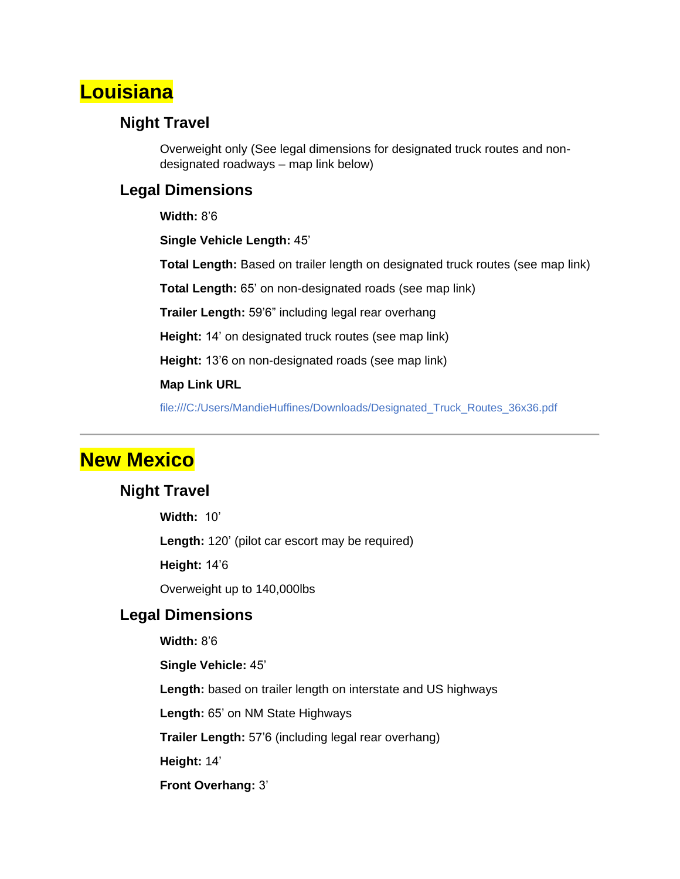# Louisiana

## Night Travel

Overweight only (See legal dimensions for designated truck routes and non-designated roadways – map link below)

## Legal Dimensions

**Width:** 8'6

**Single Vehicle Length:** 45'

**Total Length:** Based on trailer length on designated truck routes (see map link)

**Total Length:** 65' on non-designated roads (see map link)

**Trailer Length:** 59'6" including legal rear overhang

**Height:** 14' on designated truck routes (see map link)

**Height:** 13'6 on non-designated roads (see map link)

**Map Link URL**

file:///C:/Users/MandieHuffines/Downloads/Designated_Truck_Routes_36x36.pdf

---

# New Mexico

## Night Travel

**Width:** 10'

**Length:** 120' (pilot car escort may be required)

**Height:** 14'6

Overweight up to 140,000lbs

## Legal Dimensions

**Width:** 8'6

**Single Vehicle:** 45'

**Length:** based on trailer length on interstate and US highways

**Length:** 65' on NM State Highways

**Trailer Length:** 57'6 (including legal rear overhang)

**Height:** 14'

**Front Overhang:** 3'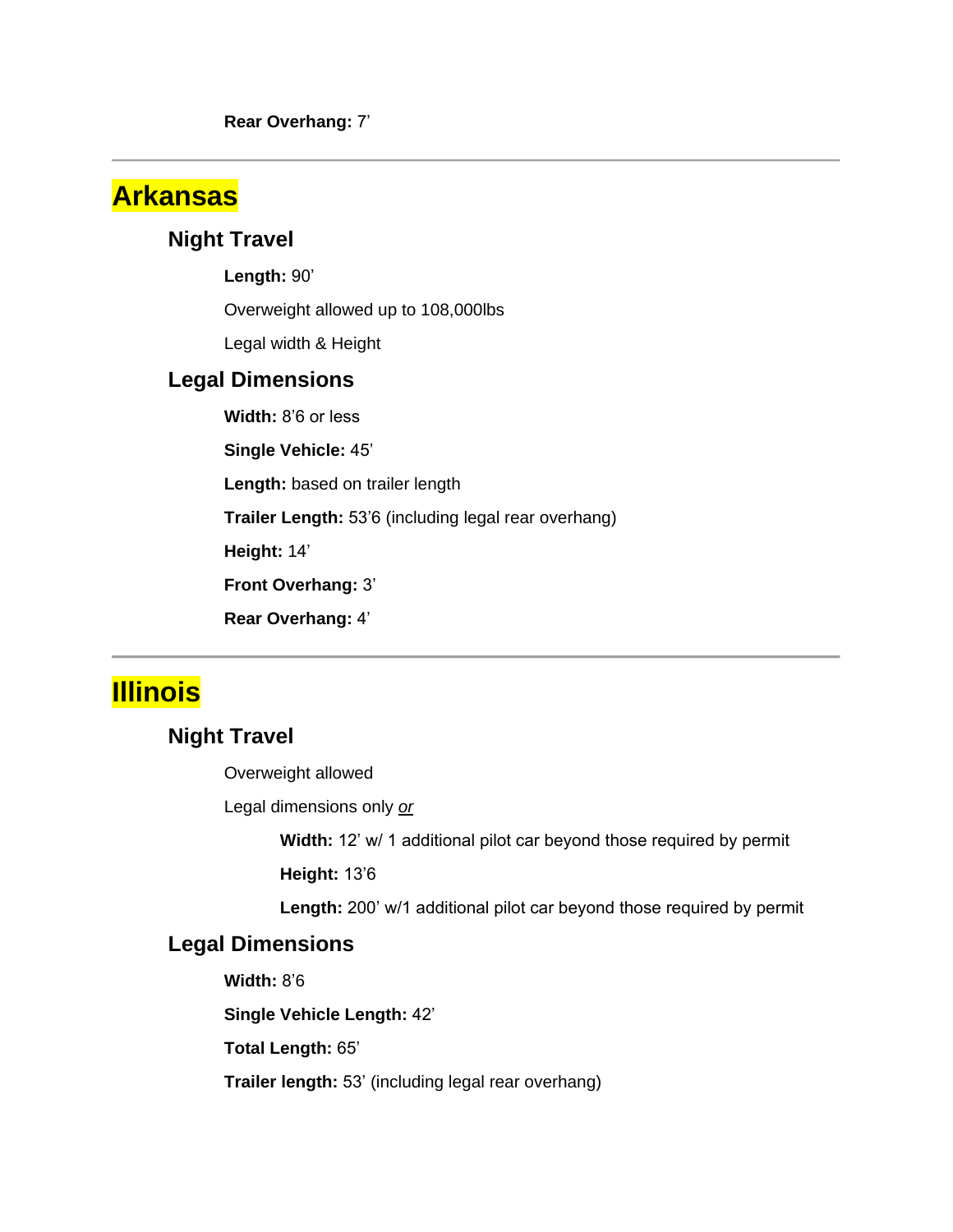**Rear Overhang:** 7’

---

# Arkansas

## Night Travel

**Length:** 90’

Overweight allowed up to 108,000lbs

Legal width & Height

## Legal Dimensions

**Width:** 8’6 or less

**Single Vehicle:** 45’

**Length:** based on trailer length

**Trailer Length:** 53’6 (including legal rear overhang)

**Height:** 14’

**Front Overhang:** 3’

**Rear Overhang:** 4’

---

# Illinois

## Night Travel

Overweight allowed

Legal dimensions only *or*

- **Width:** 12’ w/ 1 additional pilot car beyond those required by permit
- **Height:** 13’6
- **Length:** 200’ w/1 additional pilot car beyond those required by permit

## Legal Dimensions

**Width:** 8’6

**Single Vehicle Length:** 42’

**Total Length:** 65’

**Trailer length:** 53’ (including legal rear overhang)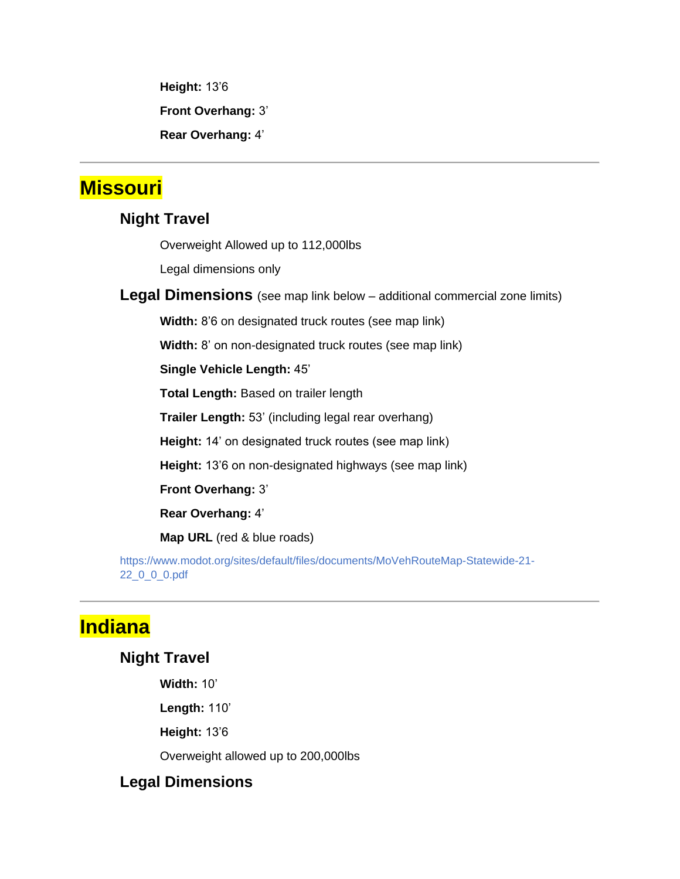**Height:** 13’6

**Front Overhang:** 3’

**Rear Overhang:** 4’

---

# Missouri

## Night Travel

Overweight Allowed up to 112,000lbs

Legal dimensions only

## Legal Dimensions (see map link below – additional commercial zone limits)

**Width:** 8’6 on designated truck routes (see map link)

**Width:** 8’ on non-designated truck routes (see map link)

**Single Vehicle Length:** 45’

**Total Length:** Based on trailer length

**Trailer Length:** 53’ (including legal rear overhang)

**Height:** 14’ on designated truck routes (see map link)

**Height:** 13’6 on non-designated highways (see map link)

**Front Overhang:** 3’

**Rear Overhang:** 4’

**Map URL** (red & blue roads)

https://www.modot.org/sites/default/files/documents/MoVehRouteMap-Statewide-21-22_0_0_0.pdf

---

# Indiana

## Night Travel

**Width:** 10’

**Length:** 110’

**Height:** 13’6

Overweight allowed up to 200,000lbs

## Legal Dimensions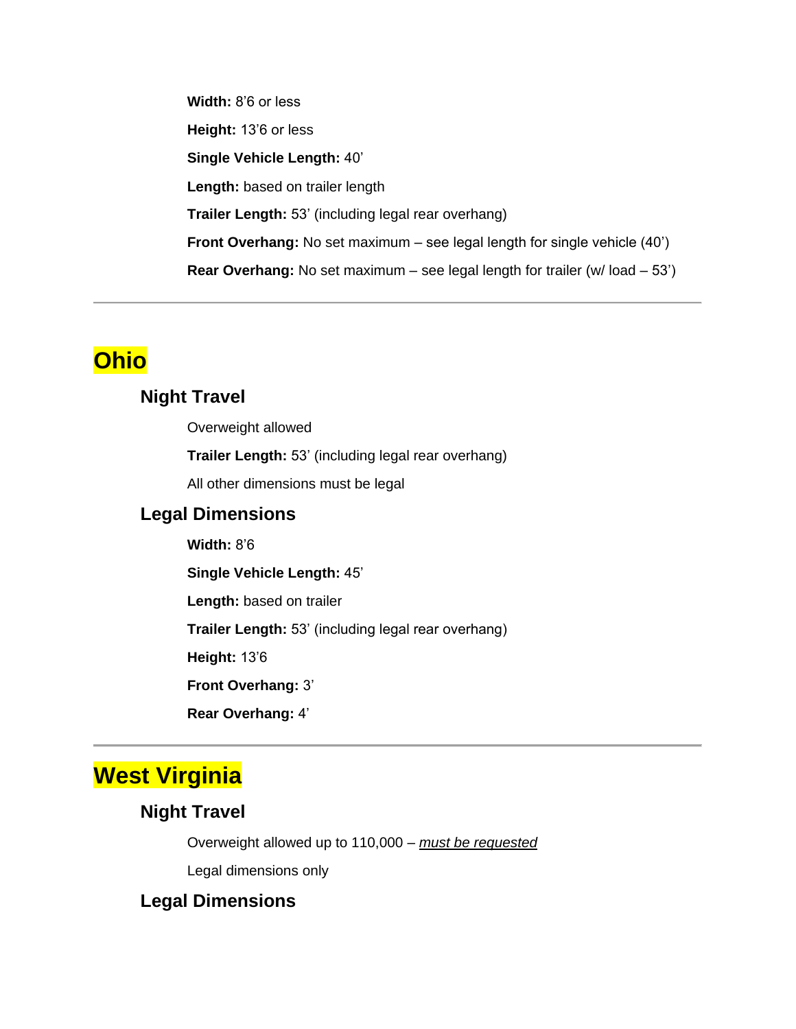**Width:** 8’6 or less

**Height:** 13’6 or less

**Single Vehicle Length:** 40’

**Length:** based on trailer length

**Trailer Length:** 53’ (including legal rear overhang)

**Front Overhang:** No set maximum – see legal length for single vehicle (40’)

**Rear Overhang:** No set maximum – see legal length for trailer (w/ load – 53’)

---

## Ohio

### Night Travel

Overweight allowed

**Trailer Length:** 53’ (including legal rear overhang)

All other dimensions must be legal

### Legal Dimensions

**Width:** 8’6

**Single Vehicle Length:** 45’

**Length:** based on trailer

**Trailer Length:** 53’ (including legal rear overhang)

**Height:** 13’6

**Front Overhang:** 3’

**Rear Overhang:** 4’

---

## West Virginia

### Night Travel

Overweight allowed up to 110,000 – ***must be requested***

Legal dimensions only

### Legal Dimensions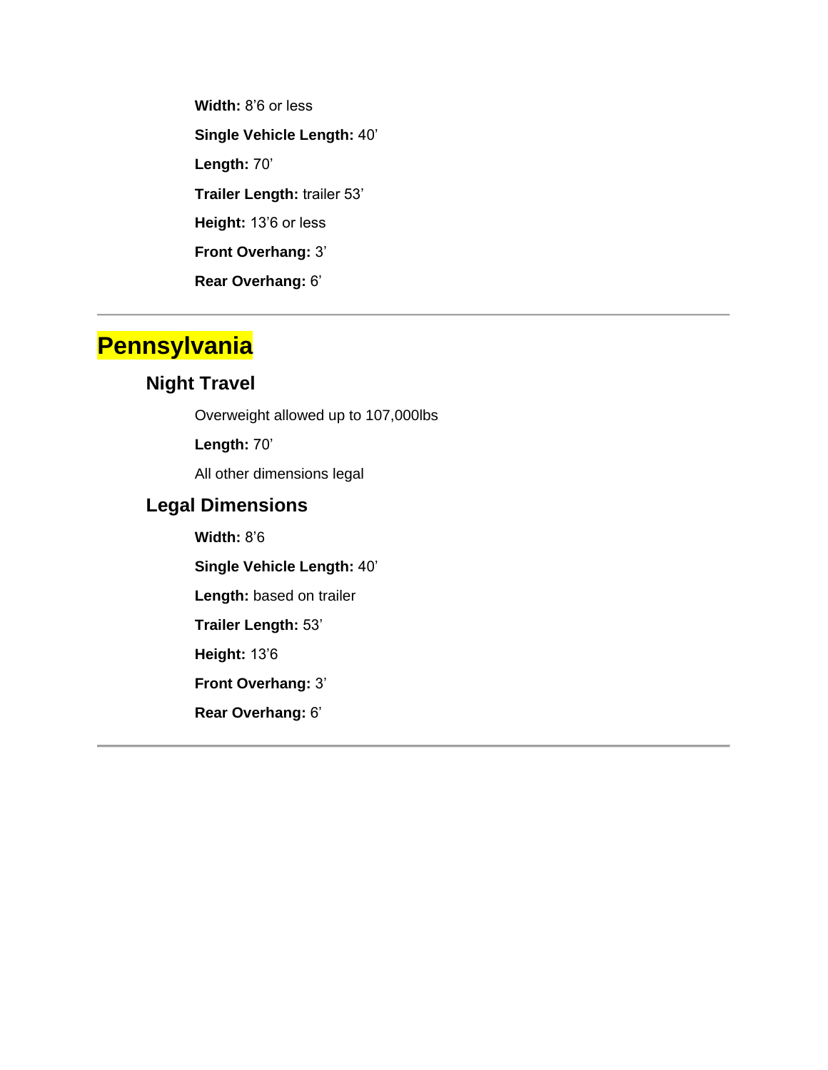**Width:** 8’6 or less

**Single Vehicle Length:** 40’

**Length:** 70’

**Trailer Length:** trailer 53’

**Height:** 13’6 or less

**Front Overhang:** 3’

**Rear Overhang:** 6’

---

# Pennsylvania

## Night Travel

Overweight allowed up to 107,000lbs

**Length:** 70’

All other dimensions legal

## Legal Dimensions

**Width:** 8’6

**Single Vehicle Length:** 40’

**Length:** based on trailer

**Trailer Length:** 53’

**Height:** 13’6

**Front Overhang:** 3’

**Rear Overhang:** 6’

---